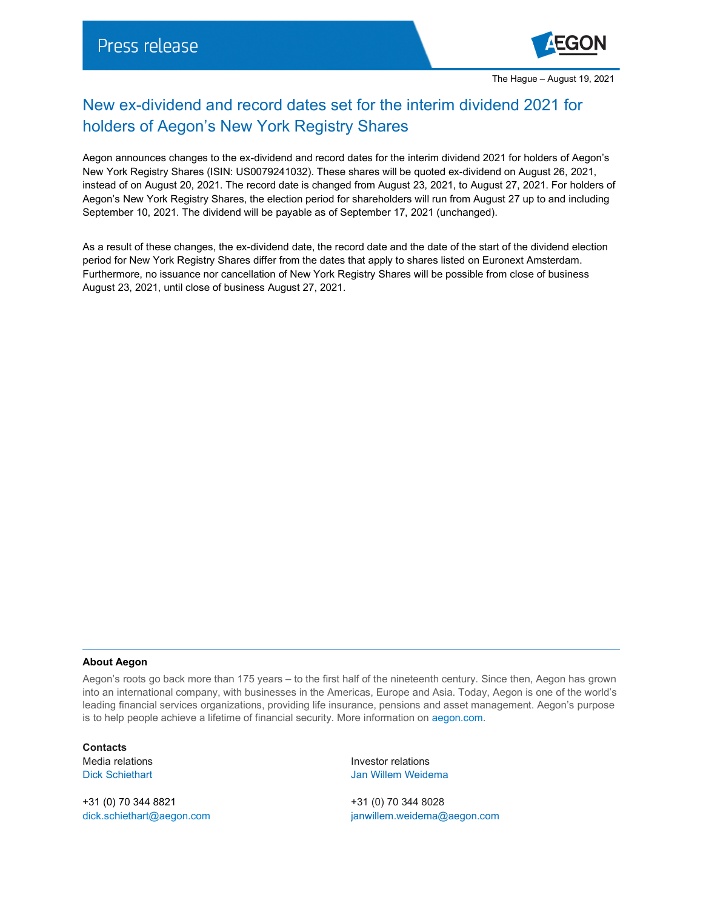Press release

The Hague – August 19, 2021

# New ex-dividend and record dates set for the interim dividend 2021 for holders of Aegon's New York Registry Shares

Aegon announces changes to the ex-dividend and record dates for the interim dividend 2021 for holders of Aegon's New York Registry Shares (ISIN: US0079241032). These shares will be quoted ex-dividend on August 26, 2021, instead of on August 20, 2021. The record date is changed from August 23, 2021, to August 27, 2021. For holders of Aegon's New York Registry Shares, the election period for shareholders will run from August 27 up to and including September 10, 2021. The dividend will be payable as of September 17, 2021 (unchanged).

As a result of these changes, the ex-dividend date, the record date and the date of the start of the dividend election period for New York Registry Shares differ from the dates that apply to shares listed on Euronext Amsterdam. Furthermore, no issuance nor cancellation of New York Registry Shares will be possible from close of business August 23, 2021, until close of business August 27, 2021.

---

**About Aegon**

Aegon's roots go back more than 175 years – to the first half of the nineteenth century. Since then, Aegon has grown into an international company, with businesses in the Americas, Europe and Asia. Today, Aegon is one of the world's leading financial services organizations, providing life insurance, pensions and asset management. Aegon's purpose is to help people achieve a lifetime of financial security. More information on aegon.com.

**Contacts**

Media relations
Dick Schiethart

+31 (0) 70 344 8821
dick.schiethart@aegon.com

Investor relations
Jan Willem Weidema

+31 (0) 70 344 8028
janwillem.weidema@aegon.com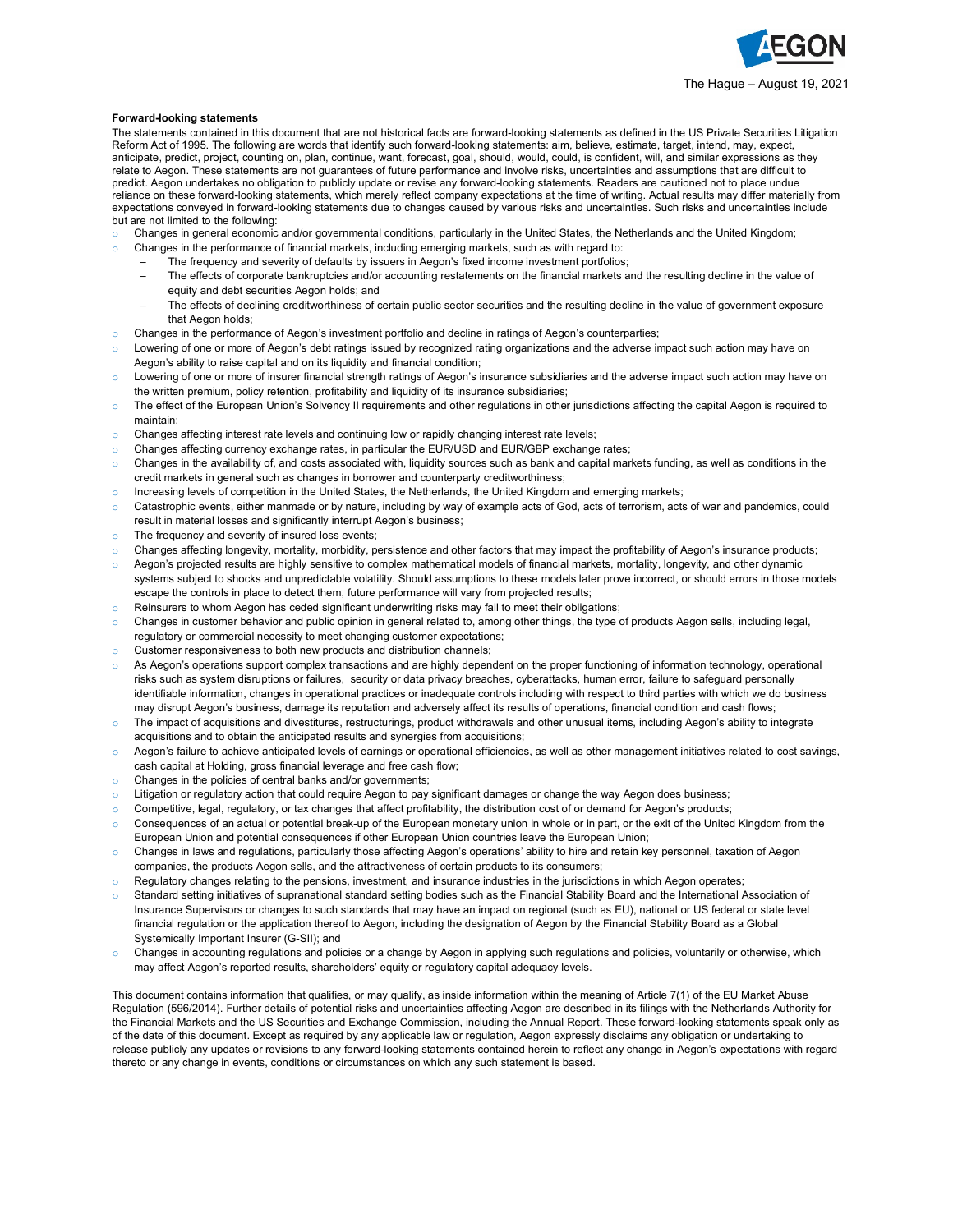The Hague – August 19, 2021

**Forward-looking statements**

The statements contained in this document that are not historical facts are forward-looking statements as defined in the US Private Securities Litigation Reform Act of 1995. The following are words that identify such forward-looking statements: aim, believe, estimate, target, intend, may, expect, anticipate, predict, project, counting on, plan, continue, want, forecast, goal, should, would, could, is confident, will, and similar expressions as they relate to Aegon. These statements are not guarantees of future performance and involve risks, uncertainties and assumptions that are difficult to predict. Aegon undertakes no obligation to publicly update or revise any forward-looking statements. Readers are cautioned not to place undue reliance on these forward-looking statements, which merely reflect company expectations at the time of writing. Actual results may differ materially from expectations conveyed in forward-looking statements due to changes caused by various risks and uncertainties. Such risks and uncertainties include but are not limited to the following:

- Changes in general economic and/or governmental conditions, particularly in the United States, the Netherlands and the United Kingdom;
- Changes in the performance of financial markets, including emerging markets, such as with regard to:
  - The frequency and severity of defaults by issuers in Aegon's fixed income investment portfolios;
  - The effects of corporate bankruptcies and/or accounting restatements on the financial markets and the resulting decline in the value of equity and debt securities Aegon holds; and
  - The effects of declining creditworthiness of certain public sector securities and the resulting decline in the value of government exposure that Aegon holds;
- Changes in the performance of Aegon's investment portfolio and decline in ratings of Aegon's counterparties;
- Lowering of one or more of Aegon's debt ratings issued by recognized rating organizations and the adverse impact such action may have on Aegon's ability to raise capital and on its liquidity and financial condition;
- Lowering of one or more of insurer financial strength ratings of Aegon's insurance subsidiaries and the adverse impact such action may have on the written premium, policy retention, profitability and liquidity of its insurance subsidiaries;
- The effect of the European Union's Solvency II requirements and other regulations in other jurisdictions affecting the capital Aegon is required to maintain;
- Changes affecting interest rate levels and continuing low or rapidly changing interest rate levels;
- Changes affecting currency exchange rates, in particular the EUR/USD and EUR/GBP exchange rates;
- Changes in the availability of, and costs associated with, liquidity sources such as bank and capital markets funding, as well as conditions in the credit markets in general such as changes in borrower and counterparty creditworthiness;
- Increasing levels of competition in the United States, the Netherlands, the United Kingdom and emerging markets;
- Catastrophic events, either manmade or by nature, including by way of example acts of God, acts of terrorism, acts of war and pandemics, could result in material losses and significantly interrupt Aegon's business;
- The frequency and severity of insured loss events;
- Changes affecting longevity, mortality, morbidity, persistence and other factors that may impact the profitability of Aegon's insurance products;
- Aegon's projected results are highly sensitive to complex mathematical models of financial markets, mortality, longevity, and other dynamic systems subject to shocks and unpredictable volatility. Should assumptions to these models later prove incorrect, or should errors in those models escape the controls in place to detect them, future performance will vary from projected results;
- Reinsurers to whom Aegon has ceded significant underwriting risks may fail to meet their obligations;
- Changes in customer behavior and public opinion in general related to, among other things, the type of products Aegon sells, including legal, regulatory or commercial necessity to meet changing customer expectations;
- Customer responsiveness to both new products and distribution channels;
- As Aegon's operations support complex transactions and are highly dependent on the proper functioning of information technology, operational risks such as system disruptions or failures, security or data privacy breaches, cyberattacks, human error, failure to safeguard personally identifiable information, changes in operational practices or inadequate controls including with respect to third parties with which we do business may disrupt Aegon's business, damage its reputation and adversely affect its results of operations, financial condition and cash flows;
- The impact of acquisitions and divestitures, restructurings, product withdrawals and other unusual items, including Aegon's ability to integrate acquisitions and to obtain the anticipated results and synergies from acquisitions;
- Aegon's failure to achieve anticipated levels of earnings or operational efficiencies, as well as other management initiatives related to cost savings, cash capital at Holding, gross financial leverage and free cash flow;
- Changes in the policies of central banks and/or governments;
- Litigation or regulatory action that could require Aegon to pay significant damages or change the way Aegon does business;
- Competitive, legal, regulatory, or tax changes that affect profitability, the distribution cost of or demand for Aegon's products;
- Consequences of an actual or potential break-up of the European monetary union in whole or in part, or the exit of the United Kingdom from the European Union and potential consequences if other European Union countries leave the European Union;
- Changes in laws and regulations, particularly those affecting Aegon's operations' ability to hire and retain key personnel, taxation of Aegon companies, the products Aegon sells, and the attractiveness of certain products to its consumers;
- Regulatory changes relating to the pensions, investment, and insurance industries in the jurisdictions in which Aegon operates;
- Standard setting initiatives of supranational standard setting bodies such as the Financial Stability Board and the International Association of Insurance Supervisors or changes to such standards that may have an impact on regional (such as EU), national or US federal or state level financial regulation or the application thereof to Aegon, including the designation of Aegon by the Financial Stability Board as a Global Systemically Important Insurer (G-SII); and
- Changes in accounting regulations and policies or a change by Aegon in applying such regulations and policies, voluntarily or otherwise, which may affect Aegon's reported results, shareholders' equity or regulatory capital adequacy levels.

This document contains information that qualifies, or may qualify, as inside information within the meaning of Article 7(1) of the EU Market Abuse Regulation (596/2014). Further details of potential risks and uncertainties affecting Aegon are described in its filings with the Netherlands Authority for the Financial Markets and the US Securities and Exchange Commission, including the Annual Report. These forward-looking statements speak only as of the date of this document. Except as required by any applicable law or regulation, Aegon expressly disclaims any obligation or undertaking to release publicly any updates or revisions to any forward-looking statements contained herein to reflect any change in Aegon's expectations with regard thereto or any change in events, conditions or circumstances on which any such statement is based.